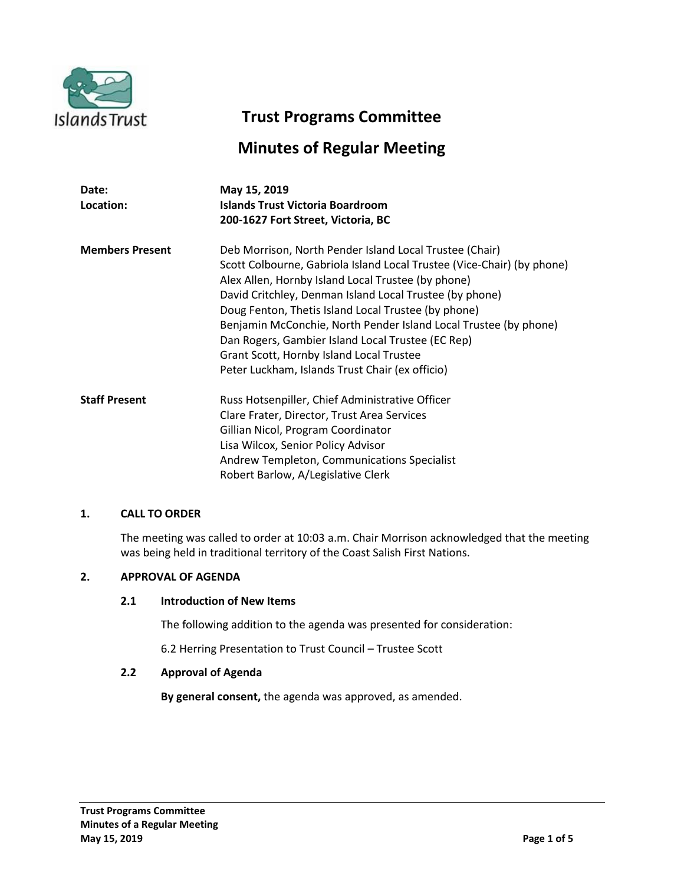# Trust Programs Committee

## Minutes of Regular Meeting

**Date:** May 15, 2019
**Location:** Islands Trust Victoria Boardroom
200-1627 Fort Street, Victoria, BC

**Members Present**
Deb Morrison, North Pender Island Local Trustee (Chair)
Scott Colbourne, Gabriola Island Local Trustee (Vice-Chair) (by phone)
Alex Allen, Hornby Island Local Trustee (by phone)
David Critchley, Denman Island Local Trustee (by phone)
Doug Fenton, Thetis Island Local Trustee (by phone)
Benjamin McConchie, North Pender Island Local Trustee (by phone)
Dan Rogers, Gambier Island Local Trustee (EC Rep)
Grant Scott, Hornby Island Local Trustee
Peter Luckham, Islands Trust Chair (ex officio)

**Staff Present**
Russ Hotsenpiller, Chief Administrative Officer
Clare Frater, Director, Trust Area Services
Gillian Nicol, Program Coordinator
Lisa Wilcox, Senior Policy Advisor
Andrew Templeton, Communications Specialist
Robert Barlow, A/Legislative Clerk

### 1. CALL TO ORDER

The meeting was called to order at 10:03 a.m. Chair Morrison acknowledged that the meeting was being held in traditional territory of the Coast Salish First Nations.

### 2. APPROVAL OF AGENDA

#### 2.1 Introduction of New Items

The following addition to the agenda was presented for consideration:

6.2 Herring Presentation to Trust Council – Trustee Scott

#### 2.2 Approval of Agenda

**By general consent,** the agenda was approved, as amended.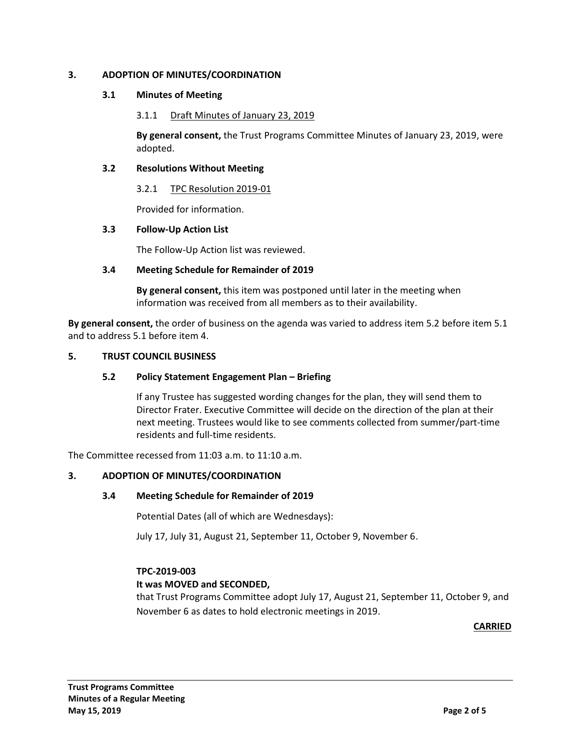## 3. ADOPTION OF MINUTES/COORDINATION

### 3.1 Minutes of Meeting

3.1.1 Draft Minutes of January 23, 2019

**By general consent,** the Trust Programs Committee Minutes of January 23, 2019, were adopted.

### 3.2 Resolutions Without Meeting

3.2.1 TPC Resolution 2019-01

Provided for information.

### 3.3 Follow-Up Action List

The Follow-Up Action list was reviewed.

### 3.4 Meeting Schedule for Remainder of 2019

**By general consent,** this item was postponed until later in the meeting when information was received from all members as to their availability.

**By general consent,** the order of business on the agenda was varied to address item 5.2 before item 5.1 and to address 5.1 before item 4.

## 5. TRUST COUNCIL BUSINESS

### 5.2 Policy Statement Engagement Plan – Briefing

If any Trustee has suggested wording changes for the plan, they will send them to Director Frater. Executive Committee will decide on the direction of the plan at their next meeting. Trustees would like to see comments collected from summer/part-time residents and full-time residents.

The Committee recessed from 11:03 a.m. to 11:10 a.m.

## 3. ADOPTION OF MINUTES/COORDINATION

### 3.4 Meeting Schedule for Remainder of 2019

Potential Dates (all of which are Wednesdays):

July 17, July 31, August 21, September 11, October 9, November 6.

**TPC-2019-003**

**It was MOVED and SECONDED,**

that Trust Programs Committee adopt July 17, August 21, September 11, October 9, and November 6 as dates to hold electronic meetings in 2019.

**CARRIED**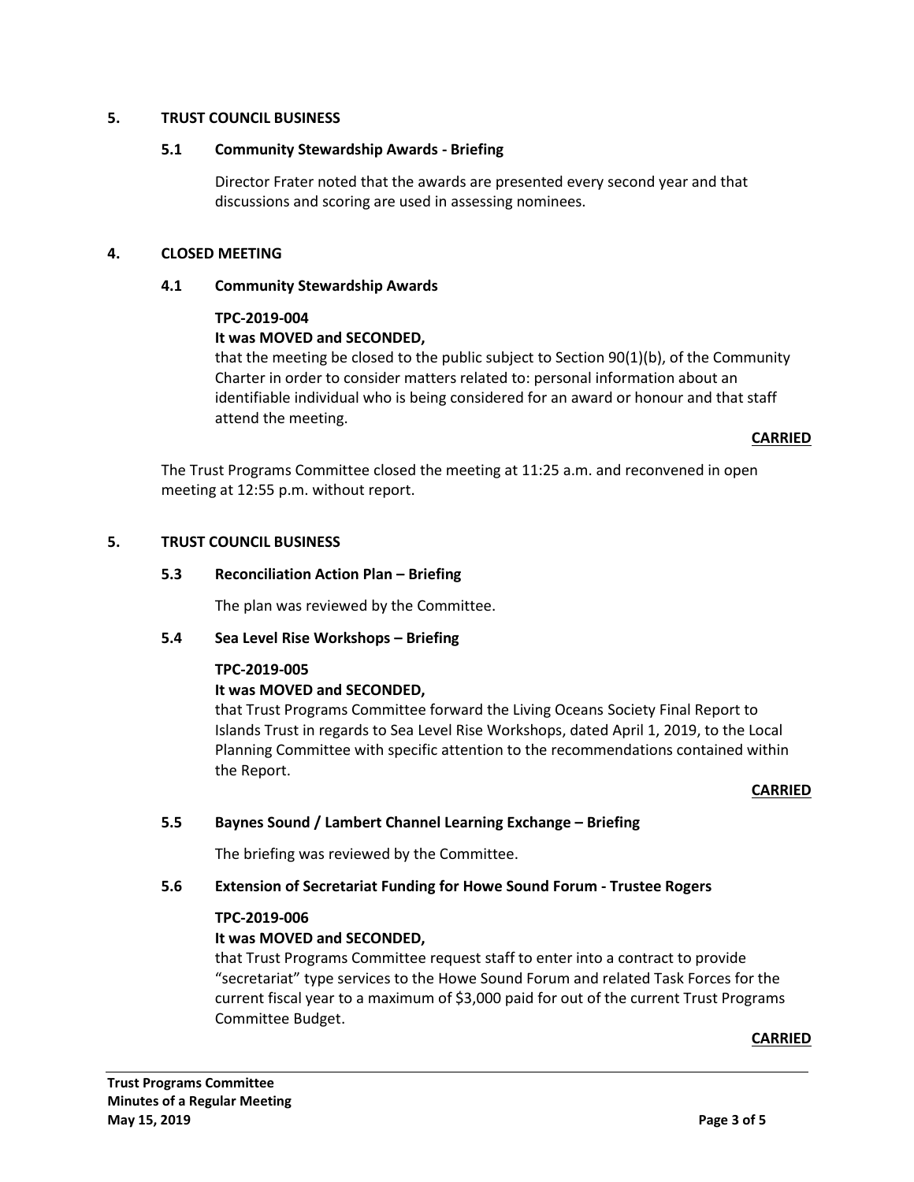## 5. TRUST COUNCIL BUSINESS

### 5.1 Community Stewardship Awards - Briefing

Director Frater noted that the awards are presented every second year and that discussions and scoring are used in assessing nominees.

## 4. CLOSED MEETING

### 4.1 Community Stewardship Awards

**TPC-2019-004**

**It was MOVED and SECONDED,**

that the meeting be closed to the public subject to Section 90(1)(b), of the Community Charter in order to consider matters related to: personal information about an identifiable individual who is being considered for an award or honour and that staff attend the meeting.

**CARRIED**

The Trust Programs Committee closed the meeting at 11:25 a.m. and reconvened in open meeting at 12:55 p.m. without report.

## 5. TRUST COUNCIL BUSINESS

### 5.3 Reconciliation Action Plan – Briefing

The plan was reviewed by the Committee.

### 5.4 Sea Level Rise Workshops – Briefing

**TPC-2019-005**

**It was MOVED and SECONDED,**

that Trust Programs Committee forward the Living Oceans Society Final Report to Islands Trust in regards to Sea Level Rise Workshops, dated April 1, 2019, to the Local Planning Committee with specific attention to the recommendations contained within the Report.

**CARRIED**

### 5.5 Baynes Sound / Lambert Channel Learning Exchange – Briefing

The briefing was reviewed by the Committee.

### 5.6 Extension of Secretariat Funding for Howe Sound Forum - Trustee Rogers

**TPC-2019-006**

**It was MOVED and SECONDED,**

that Trust Programs Committee request staff to enter into a contract to provide "secretariat" type services to the Howe Sound Forum and related Task Forces for the current fiscal year to a maximum of $3,000 paid for out of the current Trust Programs Committee Budget.

**CARRIED**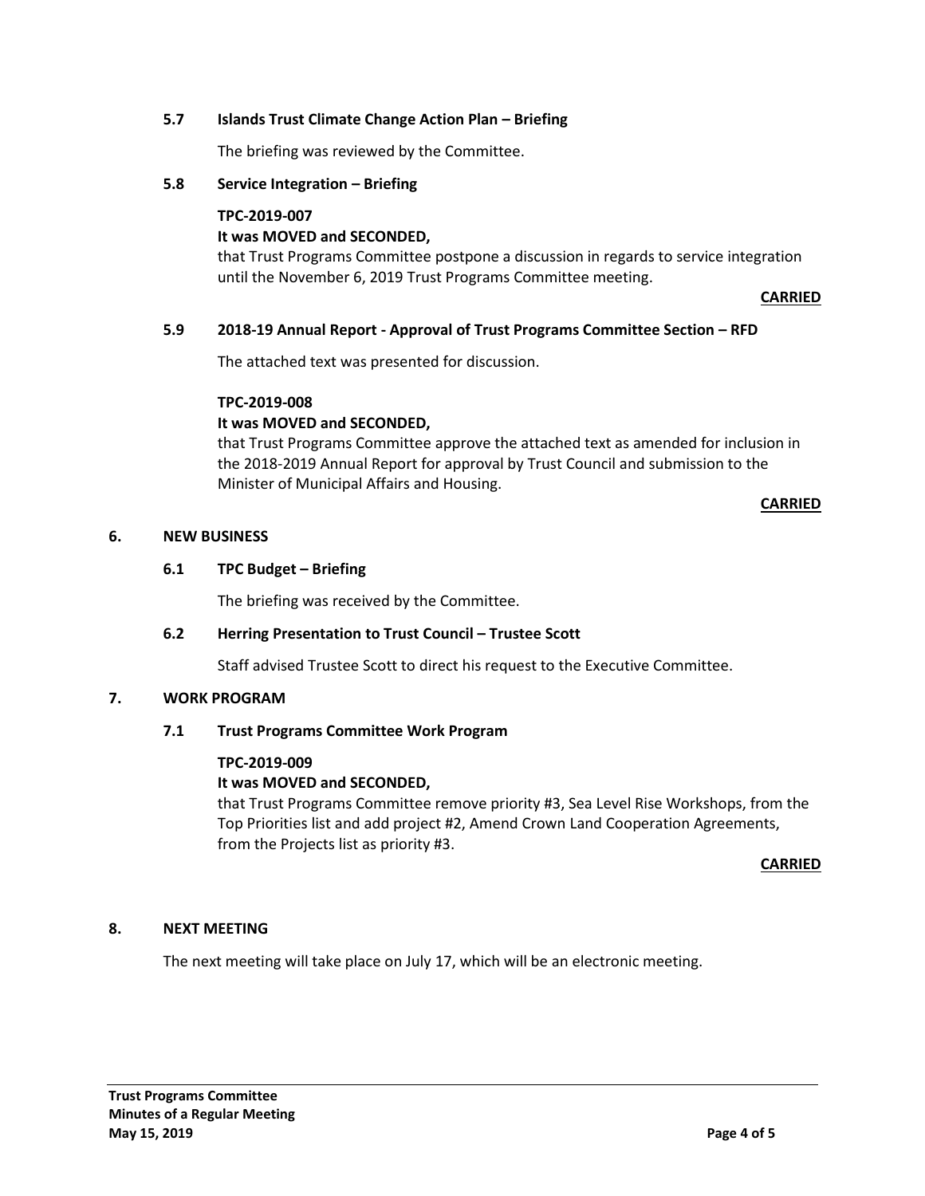### 5.7 Islands Trust Climate Change Action Plan – Briefing

The briefing was reviewed by the Committee.

### 5.8 Service Integration – Briefing

**TPC-2019-007**
**It was MOVED and SECONDED,**
that Trust Programs Committee postpone a discussion in regards to service integration until the November 6, 2019 Trust Programs Committee meeting.

**CARRIED**

### 5.9 2018-19 Annual Report - Approval of Trust Programs Committee Section – RFD

The attached text was presented for discussion.

**TPC-2019-008**
**It was MOVED and SECONDED,**
that Trust Programs Committee approve the attached text as amended for inclusion in the 2018-2019 Annual Report for approval by Trust Council and submission to the Minister of Municipal Affairs and Housing.

**CARRIED**

## 6. NEW BUSINESS

### 6.1 TPC Budget – Briefing

The briefing was received by the Committee.

### 6.2 Herring Presentation to Trust Council – Trustee Scott

Staff advised Trustee Scott to direct his request to the Executive Committee.

## 7. WORK PROGRAM

### 7.1 Trust Programs Committee Work Program

**TPC-2019-009**
**It was MOVED and SECONDED,**
that Trust Programs Committee remove priority #3, Sea Level Rise Workshops, from the Top Priorities list and add project #2, Amend Crown Land Cooperation Agreements, from the Projects list as priority #3.

**CARRIED**

## 8. NEXT MEETING

The next meeting will take place on July 17, which will be an electronic meeting.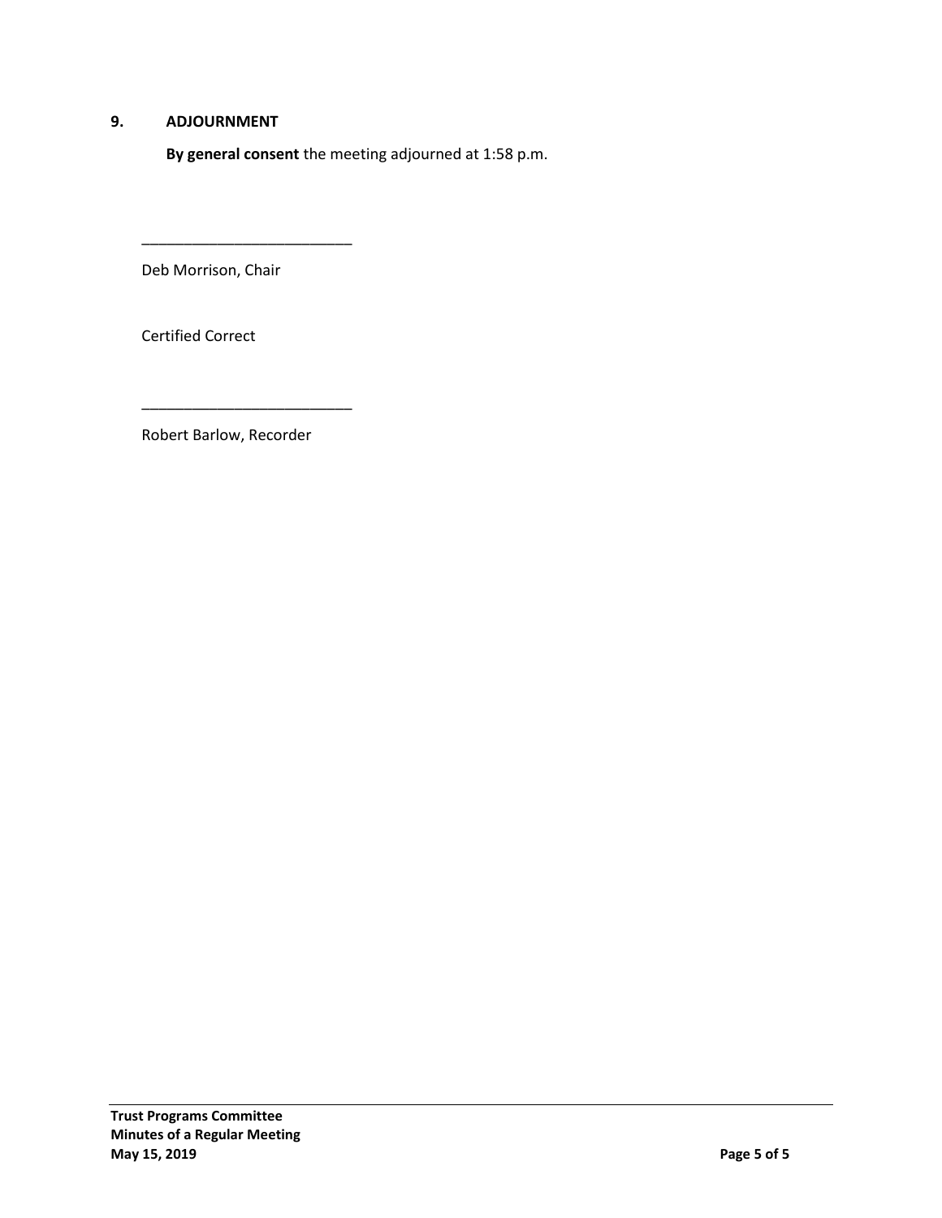## 9. ADJOURNMENT

**By general consent** the meeting adjourned at 1:58 p.m.

_________________________

Deb Morrison, Chair

Certified Correct

_________________________

Robert Barlow, Recorder